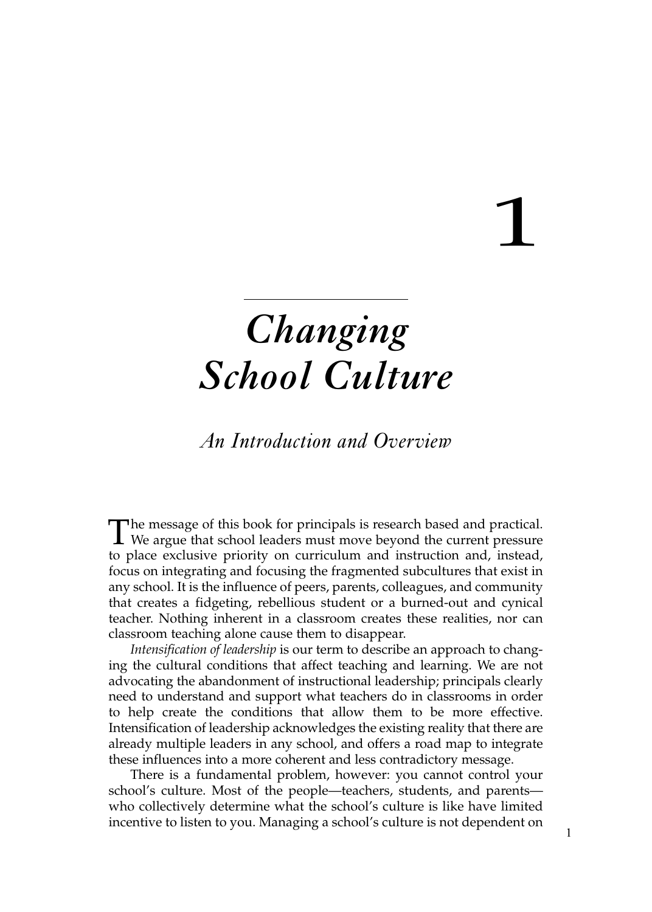# 1

# *Changing School Culture*

## *An Introduction and Overview*

The message of this book for principals is research based and practical. We argue that school leaders must move beyond the current pressure to place exclusive priority on curriculum and instruction and, instead, focus on integrating and focusing the fragmented subcultures that exist in any school. It is the influence of peers, parents, colleagues, and community that creates a fidgeting, rebellious student or a burned-out and cynical teacher. Nothing inherent in a classroom creates these realities, nor can classroom teaching alone cause them to disappear.

*Intensification of leadership* is our term to describe an approach to changing the cultural conditions that affect teaching and learning. We are not advocating the abandonment of instructional leadership; principals clearly need to understand and support what teachers do in classrooms in order to help create the conditions that allow them to be more effective. Intensification of leadership acknowledges the existing reality that there are already multiple leaders in any school, and offers a road map to integrate these influences into a more coherent and less contradictory message.

There is a fundamental problem, however: you cannot control your school's culture. Most of the people—teachers, students, and parents—who collectively determine what the school's culture is like have limited incentive to listen to you. Managing a school's culture is not dependent on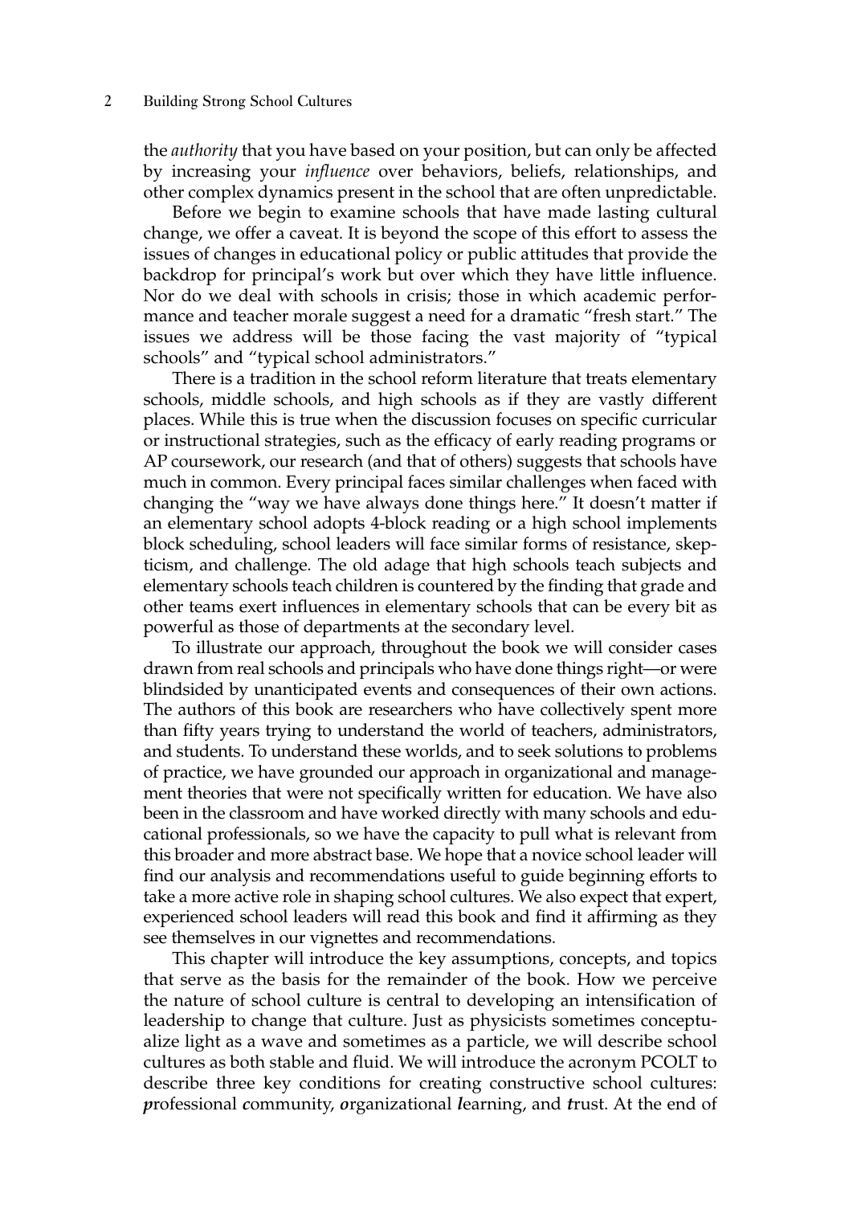the *authority* that you have based on your position, but can only be affected by increasing your *influence* over behaviors, beliefs, relationships, and other complex dynamics present in the school that are often unpredictable.

Before we begin to examine schools that have made lasting cultural change, we offer a caveat. It is beyond the scope of this effort to assess the issues of changes in educational policy or public attitudes that provide the backdrop for principal's work but over which they have little influence. Nor do we deal with schools in crisis; those in which academic performance and teacher morale suggest a need for a dramatic "fresh start." The issues we address will be those facing the vast majority of "typical schools" and "typical school administrators."

There is a tradition in the school reform literature that treats elementary schools, middle schools, and high schools as if they are vastly different places. While this is true when the discussion focuses on specific curricular or instructional strategies, such as the efficacy of early reading programs or AP coursework, our research (and that of others) suggests that schools have much in common. Every principal faces similar challenges when faced with changing the "way we have always done things here." It doesn't matter if an elementary school adopts 4-block reading or a high school implements block scheduling, school leaders will face similar forms of resistance, skepticism, and challenge. The old adage that high schools teach subjects and elementary schools teach children is countered by the finding that grade and other teams exert influences in elementary schools that can be every bit as powerful as those of departments at the secondary level.

To illustrate our approach, throughout the book we will consider cases drawn from real schools and principals who have done things right—or were blindsided by unanticipated events and consequences of their own actions. The authors of this book are researchers who have collectively spent more than fifty years trying to understand the world of teachers, administrators, and students. To understand these worlds, and to seek solutions to problems of practice, we have grounded our approach in organizational and management theories that were not specifically written for education. We have also been in the classroom and have worked directly with many schools and educational professionals, so we have the capacity to pull what is relevant from this broader and more abstract base. We hope that a novice school leader will find our analysis and recommendations useful to guide beginning efforts to take a more active role in shaping school cultures. We also expect that expert, experienced school leaders will read this book and find it affirming as they see themselves in our vignettes and recommendations.

This chapter will introduce the key assumptions, concepts, and topics that serve as the basis for the remainder of the book. How we perceive the nature of school culture is central to developing an intensification of leadership to change that culture. Just as physicists sometimes conceptualize light as a wave and sometimes as a particle, we will describe school cultures as both stable and fluid. We will introduce the acronym PCOLT to describe three key conditions for creating constructive school cultures: ***p***rofessional ***c***ommunity, ***o***rganizational ***l***earning, and ***t***rust. At the end of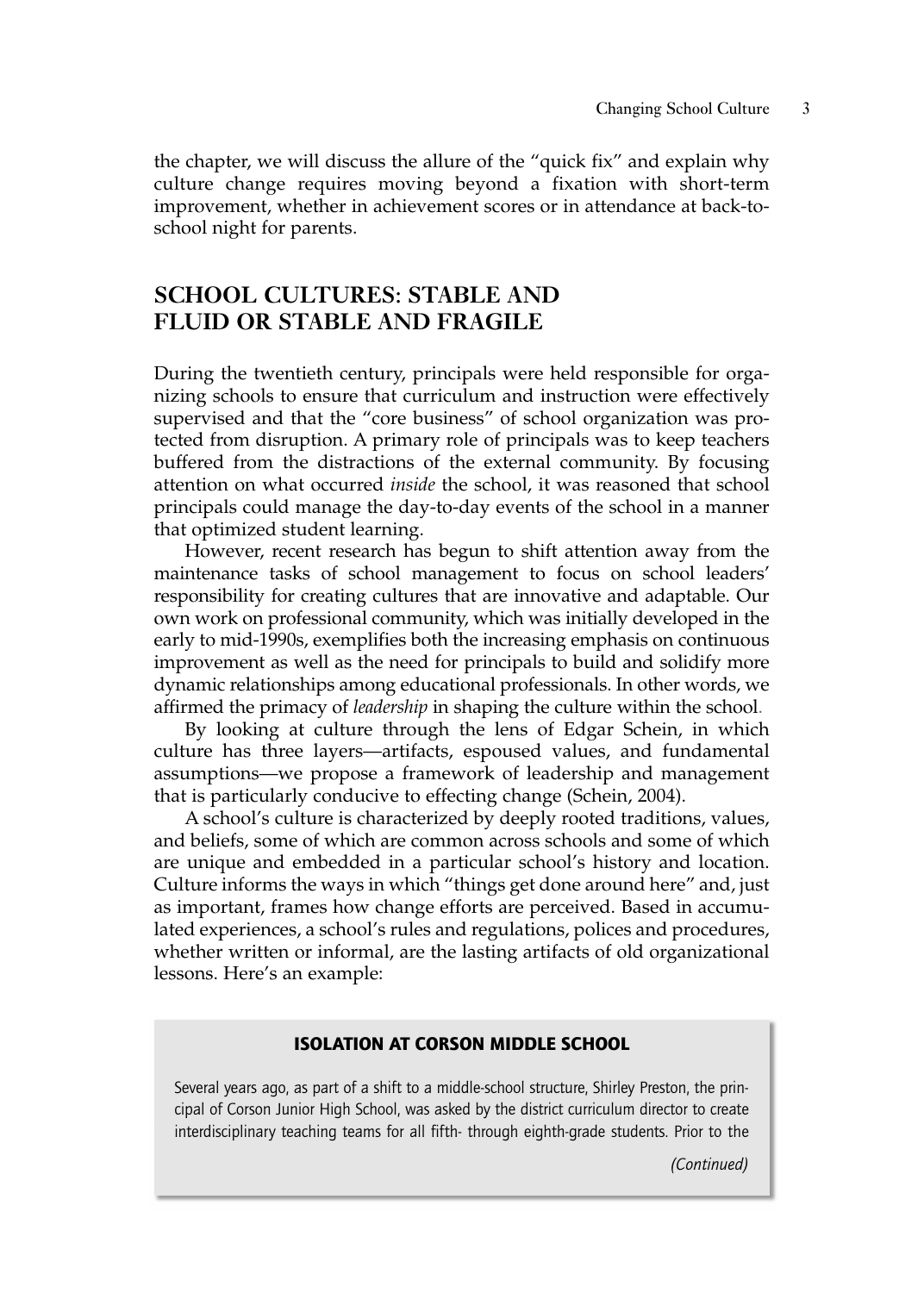the chapter, we will discuss the allure of the "quick fix" and explain why culture change requires moving beyond a fixation with short-term improvement, whether in achievement scores or in attendance at back-to-school night for parents.

## SCHOOL CULTURES: STABLE AND FLUID OR STABLE AND FRAGILE

During the twentieth century, principals were held responsible for organizing schools to ensure that curriculum and instruction were effectively supervised and that the "core business" of school organization was protected from disruption. A primary role of principals was to keep teachers buffered from the distractions of the external community. By focusing attention on what occurred *inside* the school, it was reasoned that school principals could manage the day-to-day events of the school in a manner that optimized student learning.

However, recent research has begun to shift attention away from the maintenance tasks of school management to focus on school leaders' responsibility for creating cultures that are innovative and adaptable. Our own work on professional community, which was initially developed in the early to mid-1990s, exemplifies both the increasing emphasis on continuous improvement as well as the need for principals to build and solidify more dynamic relationships among educational professionals. In other words, we affirmed the primacy of *leadership* in shaping the culture within the school.

By looking at culture through the lens of Edgar Schein, in which culture has three layers—artifacts, espoused values, and fundamental assumptions—we propose a framework of leadership and management that is particularly conducive to effecting change (Schein, 2004).

A school's culture is characterized by deeply rooted traditions, values, and beliefs, some of which are common across schools and some of which are unique and embedded in a particular school's history and location. Culture informs the ways in which "things get done around here" and, just as important, frames how change efforts are perceived. Based in accumulated experiences, a school's rules and regulations, polices and procedures, whether written or informal, are the lasting artifacts of old organizational lessons. Here's an example:

### ISOLATION AT CORSON MIDDLE SCHOOL

Several years ago, as part of a shift to a middle-school structure, Shirley Preston, the principal of Corson Junior High School, was asked by the district curriculum director to create interdisciplinary teaching teams for all fifth- through eighth-grade students. Prior to the

*(Continued)*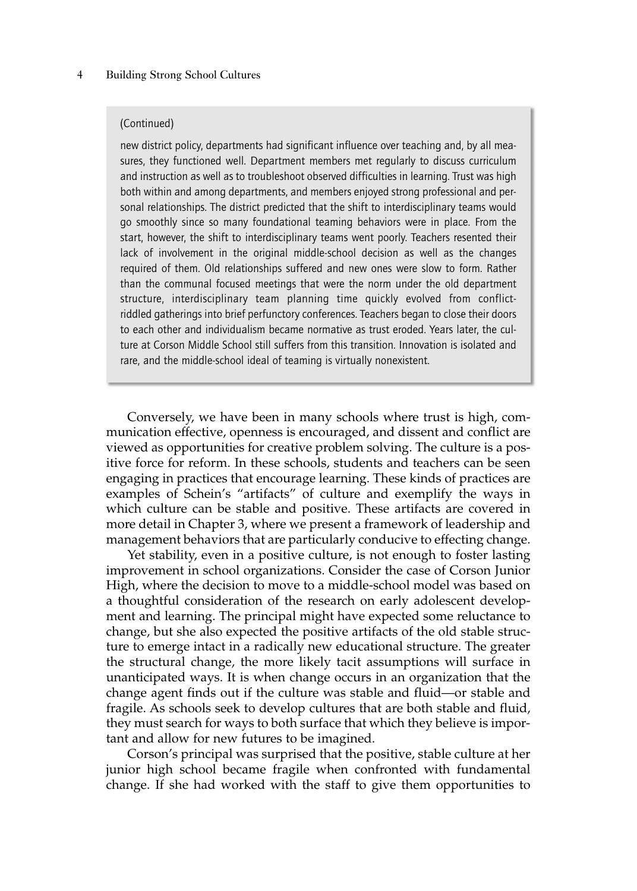(Continued)

new district policy, departments had significant influence over teaching and, by all measures, they functioned well. Department members met regularly to discuss curriculum and instruction as well as to troubleshoot observed difficulties in learning. Trust was high both within and among departments, and members enjoyed strong professional and personal relationships. The district predicted that the shift to interdisciplinary teams would go smoothly since so many foundational teaming behaviors were in place. From the start, however, the shift to interdisciplinary teams went poorly. Teachers resented their lack of involvement in the original middle-school decision as well as the changes required of them. Old relationships suffered and new ones were slow to form. Rather than the communal focused meetings that were the norm under the old department structure, interdisciplinary team planning time quickly evolved from conflict-riddled gatherings into brief perfunctory conferences. Teachers began to close their doors to each other and individualism became normative as trust eroded. Years later, the culture at Corson Middle School still suffers from this transition. Innovation is isolated and rare, and the middle-school ideal of teaming is virtually nonexistent.

Conversely, we have been in many schools where trust is high, communication effective, openness is encouraged, and dissent and conflict are viewed as opportunities for creative problem solving. The culture is a positive force for reform. In these schools, students and teachers can be seen engaging in practices that encourage learning. These kinds of practices are examples of Schein's "artifacts" of culture and exemplify the ways in which culture can be stable and positive. These artifacts are covered in more detail in Chapter 3, where we present a framework of leadership and management behaviors that are particularly conducive to effecting change.

Yet stability, even in a positive culture, is not enough to foster lasting improvement in school organizations. Consider the case of Corson Junior High, where the decision to move to a middle-school model was based on a thoughtful consideration of the research on early adolescent development and learning. The principal might have expected some reluctance to change, but she also expected the positive artifacts of the old stable structure to emerge intact in a radically new educational structure. The greater the structural change, the more likely tacit assumptions will surface in unanticipated ways. It is when change occurs in an organization that the change agent finds out if the culture was stable and fluid—or stable and fragile. As schools seek to develop cultures that are both stable and fluid, they must search for ways to both surface that which they believe is important and allow for new futures to be imagined.

Corson's principal was surprised that the positive, stable culture at her junior high school became fragile when confronted with fundamental change. If she had worked with the staff to give them opportunities to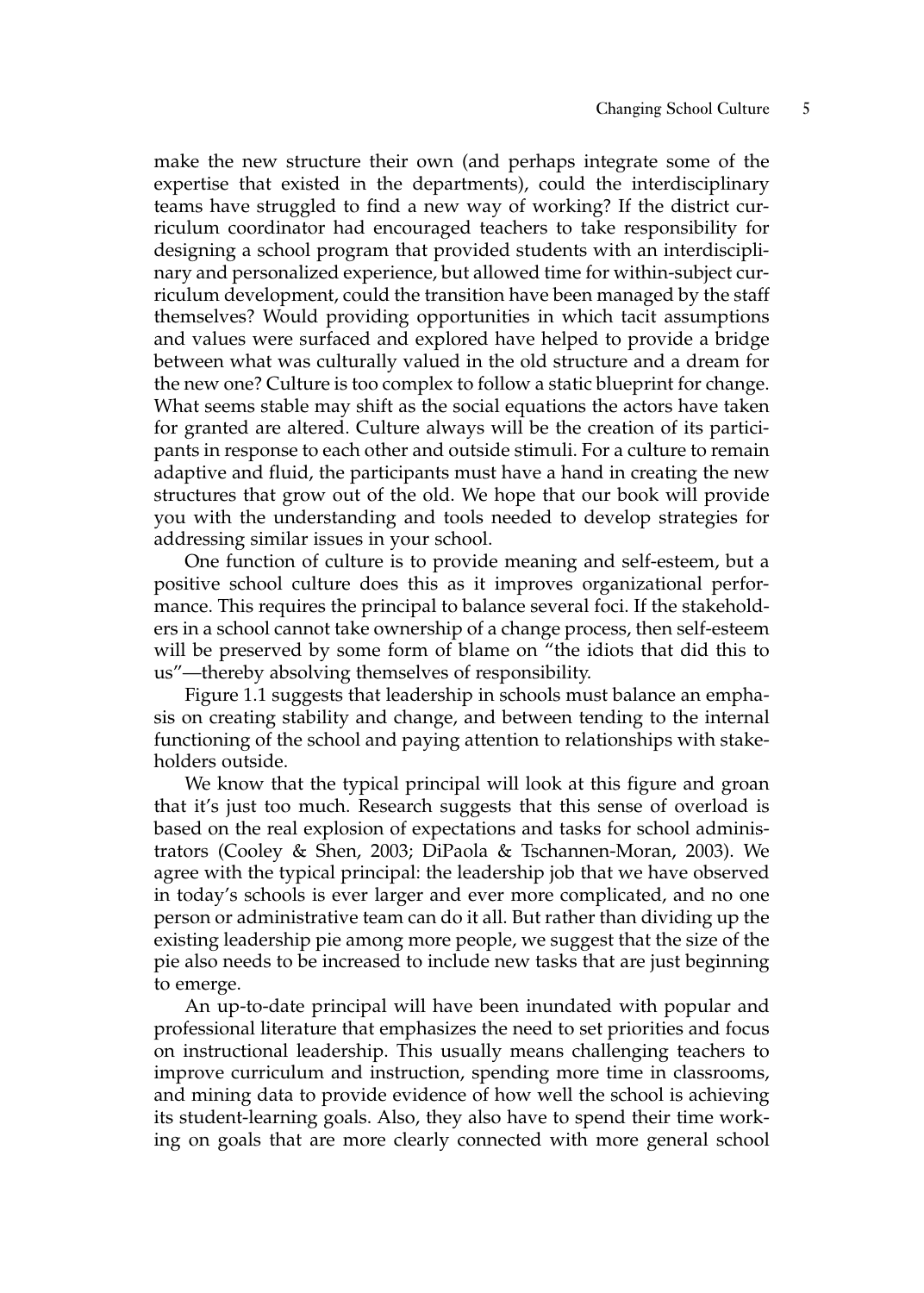make the new structure their own (and perhaps integrate some of the expertise that existed in the departments), could the interdisciplinary teams have struggled to find a new way of working? If the district curriculum coordinator had encouraged teachers to take responsibility for designing a school program that provided students with an interdisciplinary and personalized experience, but allowed time for within-subject curriculum development, could the transition have been managed by the staff themselves? Would providing opportunities in which tacit assumptions and values were surfaced and explored have helped to provide a bridge between what was culturally valued in the old structure and a dream for the new one? Culture is too complex to follow a static blueprint for change. What seems stable may shift as the social equations the actors have taken for granted are altered. Culture always will be the creation of its participants in response to each other and outside stimuli. For a culture to remain adaptive and fluid, the participants must have a hand in creating the new structures that grow out of the old. We hope that our book will provide you with the understanding and tools needed to develop strategies for addressing similar issues in your school.

One function of culture is to provide meaning and self-esteem, but a positive school culture does this as it improves organizational performance. This requires the principal to balance several foci. If the stakeholders in a school cannot take ownership of a change process, then self-esteem will be preserved by some form of blame on "the idiots that did this to us"—thereby absolving themselves of responsibility.

Figure 1.1 suggests that leadership in schools must balance an emphasis on creating stability and change, and between tending to the internal functioning of the school and paying attention to relationships with stakeholders outside.

We know that the typical principal will look at this figure and groan that it's just too much. Research suggests that this sense of overload is based on the real explosion of expectations and tasks for school administrators (Cooley & Shen, 2003; DiPaola & Tschannen-Moran, 2003). We agree with the typical principal: the leadership job that we have observed in today's schools is ever larger and ever more complicated, and no one person or administrative team can do it all. But rather than dividing up the existing leadership pie among more people, we suggest that the size of the pie also needs to be increased to include new tasks that are just beginning to emerge.

An up-to-date principal will have been inundated with popular and professional literature that emphasizes the need to set priorities and focus on instructional leadership. This usually means challenging teachers to improve curriculum and instruction, spending more time in classrooms, and mining data to provide evidence of how well the school is achieving its student-learning goals. Also, they also have to spend their time working on goals that are more clearly connected with more general school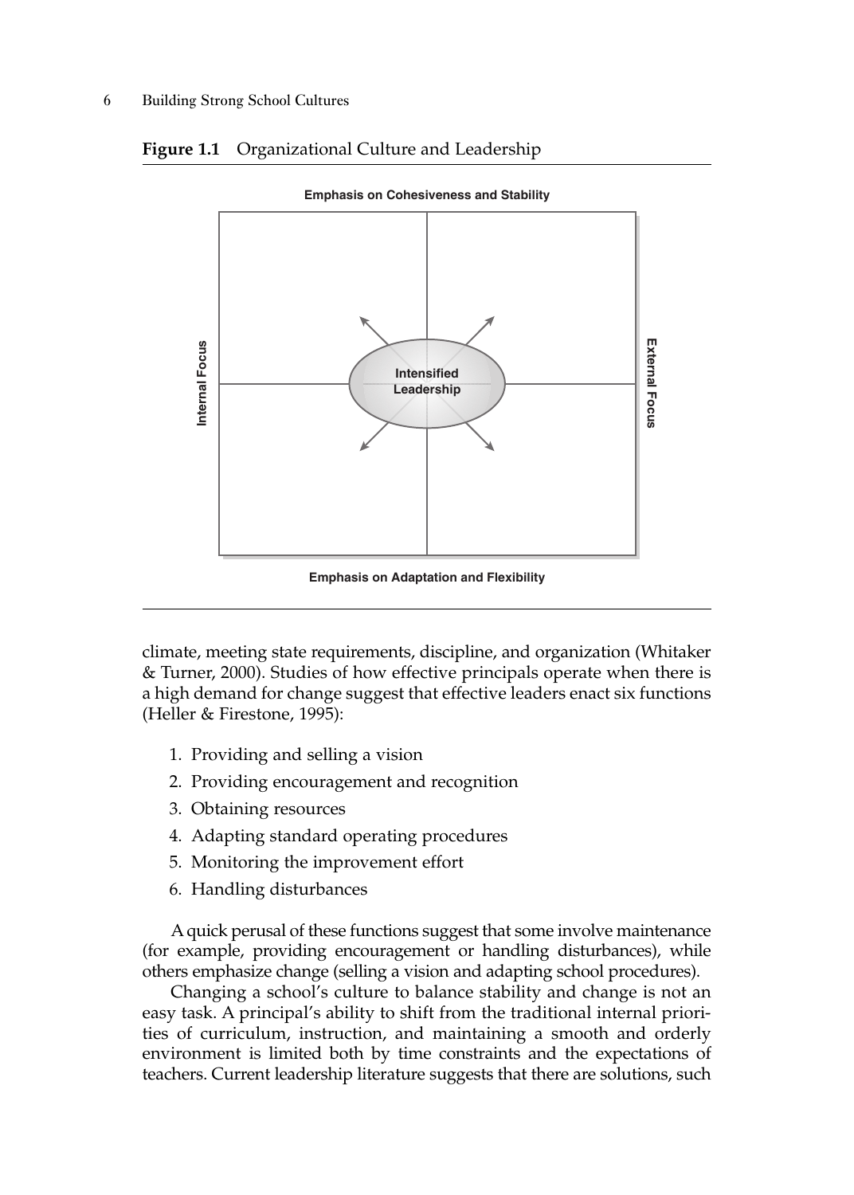**Figure 1.1** Organizational Culture and Leadership

Emphasis on Cohesiveness and Stability

Internal Focus

Intensified Leadership

External Focus

Emphasis on Adaptation and Flexibility

climate, meeting state requirements, discipline, and organization (Whitaker & Turner, 2000). Studies of how effective principals operate when there is a high demand for change suggest that effective leaders enact six functions (Heller & Firestone, 1995):

1. Providing and selling a vision
2. Providing encouragement and recognition
3. Obtaining resources
4. Adapting standard operating procedures
5. Monitoring the improvement effort
6. Handling disturbances

A quick perusal of these functions suggest that some involve maintenance (for example, providing encouragement or handling disturbances), while others emphasize change (selling a vision and adapting school procedures).

Changing a school's culture to balance stability and change is not an easy task. A principal's ability to shift from the traditional internal priorities of curriculum, instruction, and maintaining a smooth and orderly environment is limited both by time constraints and the expectations of teachers. Current leadership literature suggests that there are solutions, such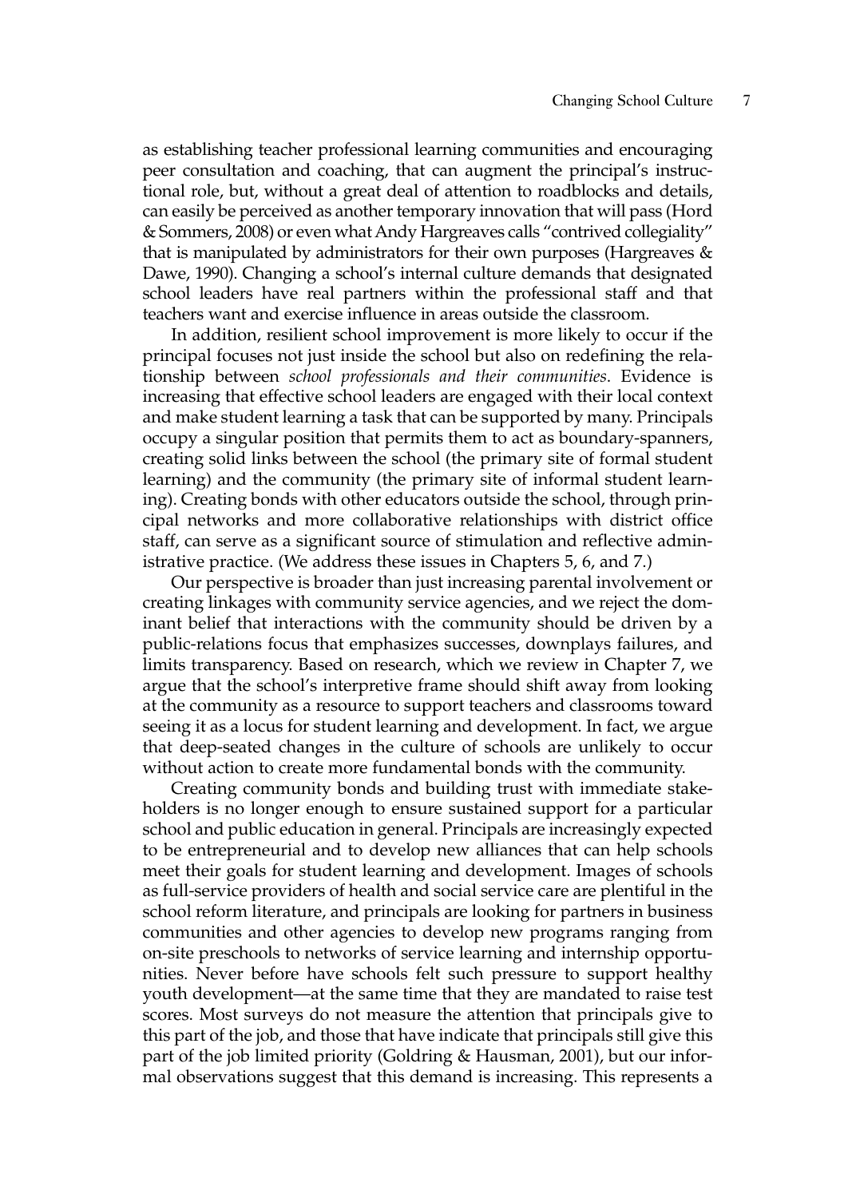as establishing teacher professional learning communities and encouraging peer consultation and coaching, that can augment the principal's instructional role, but, without a great deal of attention to roadblocks and details, can easily be perceived as another temporary innovation that will pass (Hord & Sommers, 2008) or even what Andy Hargreaves calls "contrived collegiality" that is manipulated by administrators for their own purposes (Hargreaves & Dawe, 1990). Changing a school's internal culture demands that designated school leaders have real partners within the professional staff and that teachers want and exercise influence in areas outside the classroom.

In addition, resilient school improvement is more likely to occur if the principal focuses not just inside the school but also on redefining the relationship between *school professionals and their communities*. Evidence is increasing that effective school leaders are engaged with their local context and make student learning a task that can be supported by many. Principals occupy a singular position that permits them to act as boundary-spanners, creating solid links between the school (the primary site of formal student learning) and the community (the primary site of informal student learning). Creating bonds with other educators outside the school, through principal networks and more collaborative relationships with district office staff, can serve as a significant source of stimulation and reflective administrative practice. (We address these issues in Chapters 5, 6, and 7.)

Our perspective is broader than just increasing parental involvement or creating linkages with community service agencies, and we reject the dominant belief that interactions with the community should be driven by a public-relations focus that emphasizes successes, downplays failures, and limits transparency. Based on research, which we review in Chapter 7, we argue that the school's interpretive frame should shift away from looking at the community as a resource to support teachers and classrooms toward seeing it as a locus for student learning and development. In fact, we argue that deep-seated changes in the culture of schools are unlikely to occur without action to create more fundamental bonds with the community.

Creating community bonds and building trust with immediate stakeholders is no longer enough to ensure sustained support for a particular school and public education in general. Principals are increasingly expected to be entrepreneurial and to develop new alliances that can help schools meet their goals for student learning and development. Images of schools as full-service providers of health and social service care are plentiful in the school reform literature, and principals are looking for partners in business communities and other agencies to develop new programs ranging from on-site preschools to networks of service learning and internship opportunities. Never before have schools felt such pressure to support healthy youth development—at the same time that they are mandated to raise test scores. Most surveys do not measure the attention that principals give to this part of the job, and those that have indicate that principals still give this part of the job limited priority (Goldring & Hausman, 2001), but our informal observations suggest that this demand is increasing. This represents a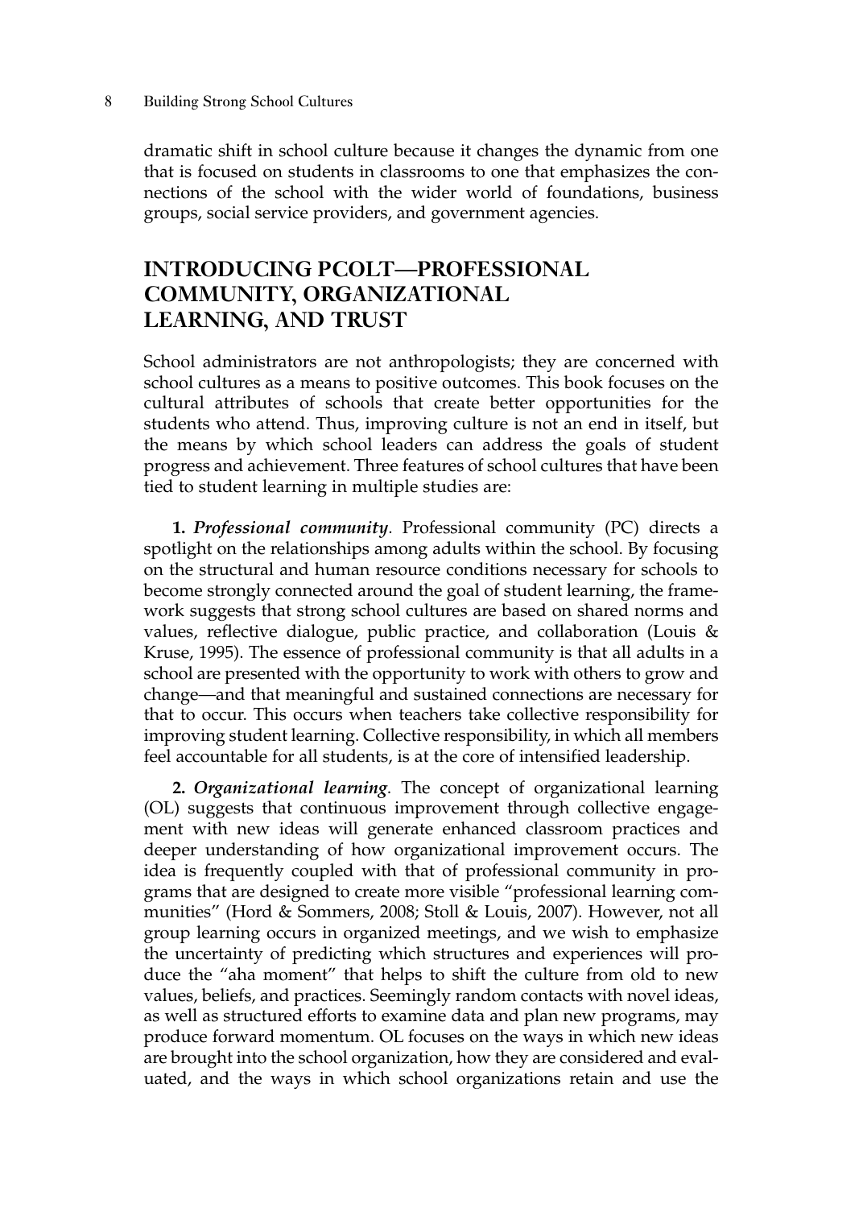dramatic shift in school culture because it changes the dynamic from one that is focused on students in classrooms to one that emphasizes the connections of the school with the wider world of foundations, business groups, social service providers, and government agencies.

## INTRODUCING PCOLT—PROFESSIONAL COMMUNITY, ORGANIZATIONAL LEARNING, AND TRUST

School administrators are not anthropologists; they are concerned with school cultures as a means to positive outcomes. This book focuses on the cultural attributes of schools that create better opportunities for the students who attend. Thus, improving culture is not an end in itself, but the means by which school leaders can address the goals of student progress and achievement. Three features of school cultures that have been tied to student learning in multiple studies are:

**1.** ***Professional community***. Professional community (PC) directs a spotlight on the relationships among adults within the school. By focusing on the structural and human resource conditions necessary for schools to become strongly connected around the goal of student learning, the framework suggests that strong school cultures are based on shared norms and values, reflective dialogue, public practice, and collaboration (Louis & Kruse, 1995). The essence of professional community is that all adults in a school are presented with the opportunity to work with others to grow and change—and that meaningful and sustained connections are necessary for that to occur. This occurs when teachers take collective responsibility for improving student learning. Collective responsibility, in which all members feel accountable for all students, is at the core of intensified leadership.

**2.** ***Organizational learning***. The concept of organizational learning (OL) suggests that continuous improvement through collective engagement with new ideas will generate enhanced classroom practices and deeper understanding of how organizational improvement occurs. The idea is frequently coupled with that of professional community in programs that are designed to create more visible "professional learning communities" (Hord & Sommers, 2008; Stoll & Louis, 2007). However, not all group learning occurs in organized meetings, and we wish to emphasize the uncertainty of predicting which structures and experiences will produce the "aha moment" that helps to shift the culture from old to new values, beliefs, and practices. Seemingly random contacts with novel ideas, as well as structured efforts to examine data and plan new programs, may produce forward momentum. OL focuses on the ways in which new ideas are brought into the school organization, how they are considered and evaluated, and the ways in which school organizations retain and use the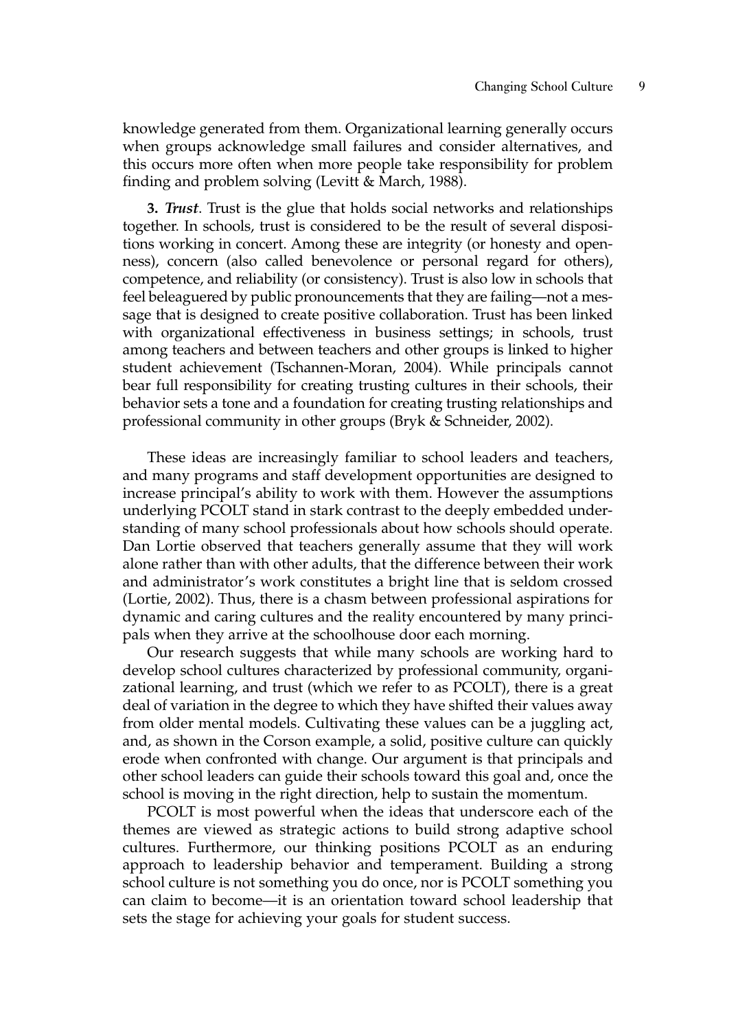knowledge generated from them. Organizational learning generally occurs when groups acknowledge small failures and consider alternatives, and this occurs more often when more people take responsibility for problem finding and problem solving (Levitt & March, 1988).

**3.** ***Trust***. Trust is the glue that holds social networks and relationships together. In schools, trust is considered to be the result of several dispositions working in concert. Among these are integrity (or honesty and openness), concern (also called benevolence or personal regard for others), competence, and reliability (or consistency). Trust is also low in schools that feel beleaguered by public pronouncements that they are failing—not a message that is designed to create positive collaboration. Trust has been linked with organizational effectiveness in business settings; in schools, trust among teachers and between teachers and other groups is linked to higher student achievement (Tschannen-Moran, 2004). While principals cannot bear full responsibility for creating trusting cultures in their schools, their behavior sets a tone and a foundation for creating trusting relationships and professional community in other groups (Bryk & Schneider, 2002).

These ideas are increasingly familiar to school leaders and teachers, and many programs and staff development opportunities are designed to increase principal's ability to work with them. However the assumptions underlying PCOLT stand in stark contrast to the deeply embedded understanding of many school professionals about how schools should operate. Dan Lortie observed that teachers generally assume that they will work alone rather than with other adults, that the difference between their work and administrator's work constitutes a bright line that is seldom crossed (Lortie, 2002). Thus, there is a chasm between professional aspirations for dynamic and caring cultures and the reality encountered by many principals when they arrive at the schoolhouse door each morning.

Our research suggests that while many schools are working hard to develop school cultures characterized by professional community, organizational learning, and trust (which we refer to as PCOLT), there is a great deal of variation in the degree to which they have shifted their values away from older mental models. Cultivating these values can be a juggling act, and, as shown in the Corson example, a solid, positive culture can quickly erode when confronted with change. Our argument is that principals and other school leaders can guide their schools toward this goal and, once the school is moving in the right direction, help to sustain the momentum.

PCOLT is most powerful when the ideas that underscore each of the themes are viewed as strategic actions to build strong adaptive school cultures. Furthermore, our thinking positions PCOLT as an enduring approach to leadership behavior and temperament. Building a strong school culture is not something you do once, nor is PCOLT something you can claim to become—it is an orientation toward school leadership that sets the stage for achieving your goals for student success.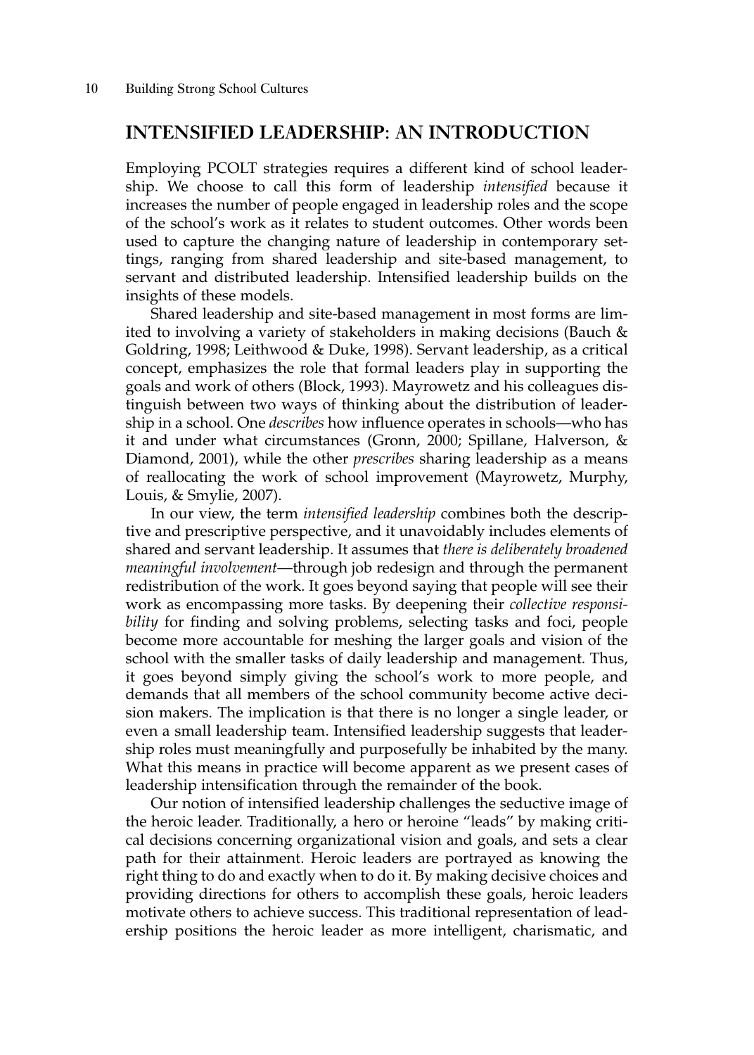## INTENSIFIED LEADERSHIP: AN INTRODUCTION

Employing PCOLT strategies requires a different kind of school leadership. We choose to call this form of leadership *intensified* because it increases the number of people engaged in leadership roles and the scope of the school's work as it relates to student outcomes. Other words been used to capture the changing nature of leadership in contemporary settings, ranging from shared leadership and site-based management, to servant and distributed leadership. Intensified leadership builds on the insights of these models.

Shared leadership and site-based management in most forms are limited to involving a variety of stakeholders in making decisions (Bauch & Goldring, 1998; Leithwood & Duke, 1998). Servant leadership, as a critical concept, emphasizes the role that formal leaders play in supporting the goals and work of others (Block, 1993). Mayrowetz and his colleagues distinguish between two ways of thinking about the distribution of leadership in a school. One *describes* how influence operates in schools—who has it and under what circumstances (Gronn, 2000; Spillane, Halverson, & Diamond, 2001), while the other *prescribes* sharing leadership as a means of reallocating the work of school improvement (Mayrowetz, Murphy, Louis, & Smylie, 2007).

In our view, the term *intensified leadership* combines both the descriptive and prescriptive perspective, and it unavoidably includes elements of shared and servant leadership. It assumes that *there is deliberately broadened meaningful involvement*—through job redesign and through the permanent redistribution of the work. It goes beyond saying that people will see their work as encompassing more tasks. By deepening their *collective responsibility* for finding and solving problems, selecting tasks and foci, people become more accountable for meshing the larger goals and vision of the school with the smaller tasks of daily leadership and management. Thus, it goes beyond simply giving the school's work to more people, and demands that all members of the school community become active decision makers. The implication is that there is no longer a single leader, or even a small leadership team. Intensified leadership suggests that leadership roles must meaningfully and purposefully be inhabited by the many. What this means in practice will become apparent as we present cases of leadership intensification through the remainder of the book.

Our notion of intensified leadership challenges the seductive image of the heroic leader. Traditionally, a hero or heroine "leads" by making critical decisions concerning organizational vision and goals, and sets a clear path for their attainment. Heroic leaders are portrayed as knowing the right thing to do and exactly when to do it. By making decisive choices and providing directions for others to accomplish these goals, heroic leaders motivate others to achieve success. This traditional representation of leadership positions the heroic leader as more intelligent, charismatic, and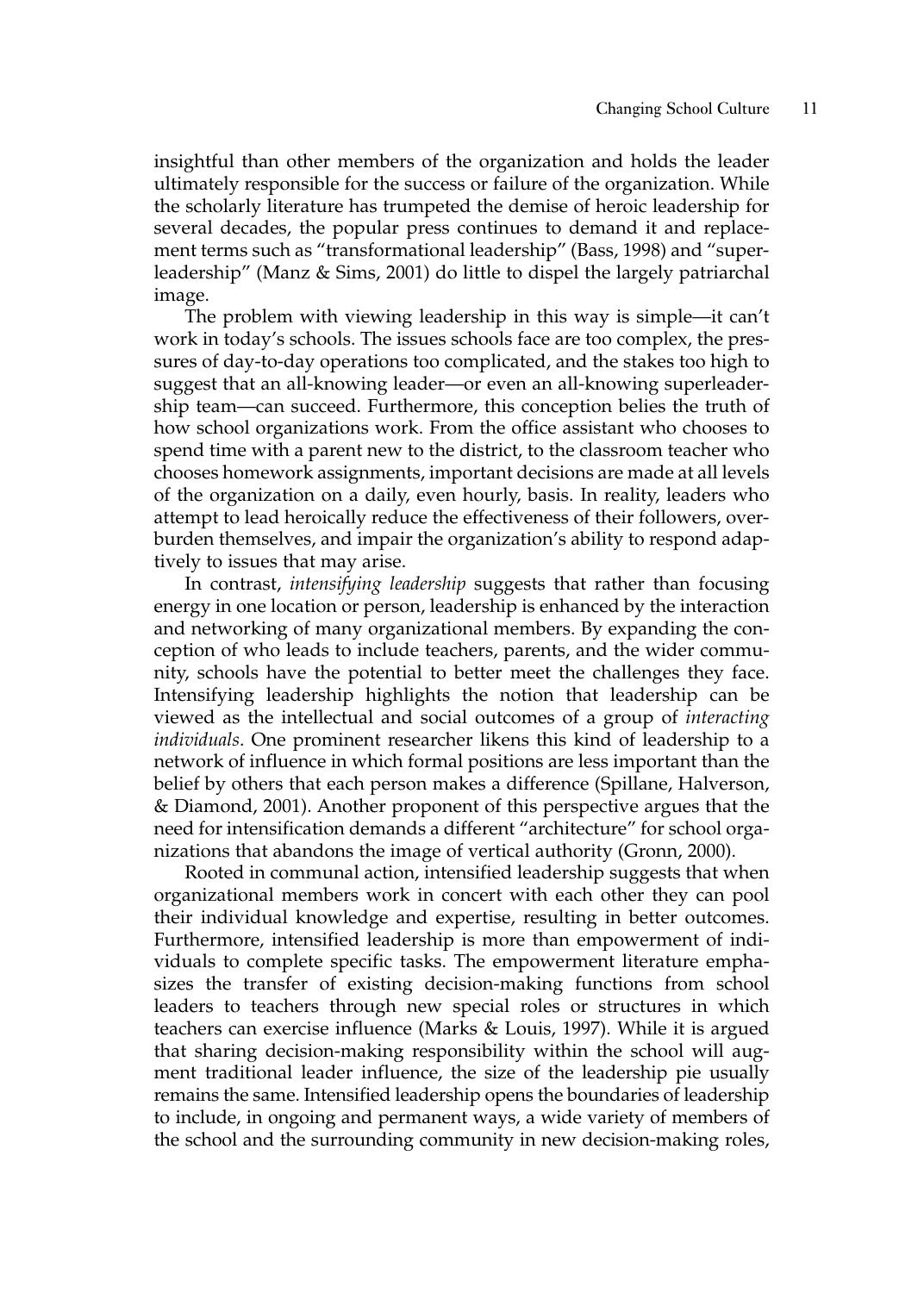insightful than other members of the organization and holds the leader ultimately responsible for the success or failure of the organization. While the scholarly literature has trumpeted the demise of heroic leadership for several decades, the popular press continues to demand it and replacement terms such as "transformational leadership" (Bass, 1998) and "superleadership" (Manz & Sims, 2001) do little to dispel the largely patriarchal image.

The problem with viewing leadership in this way is simple—it can't work in today's schools. The issues schools face are too complex, the pressures of day-to-day operations too complicated, and the stakes too high to suggest that an all-knowing leader—or even an all-knowing superleadership team—can succeed. Furthermore, this conception belies the truth of how school organizations work. From the office assistant who chooses to spend time with a parent new to the district, to the classroom teacher who chooses homework assignments, important decisions are made at all levels of the organization on a daily, even hourly, basis. In reality, leaders who attempt to lead heroically reduce the effectiveness of their followers, overburden themselves, and impair the organization's ability to respond adaptively to issues that may arise.

In contrast, *intensifying leadership* suggests that rather than focusing energy in one location or person, leadership is enhanced by the interaction and networking of many organizational members. By expanding the conception of who leads to include teachers, parents, and the wider community, schools have the potential to better meet the challenges they face. Intensifying leadership highlights the notion that leadership can be viewed as the intellectual and social outcomes of a group of *interacting individuals*. One prominent researcher likens this kind of leadership to a network of influence in which formal positions are less important than the belief by others that each person makes a difference (Spillane, Halverson, & Diamond, 2001). Another proponent of this perspective argues that the need for intensification demands a different "architecture" for school organizations that abandons the image of vertical authority (Gronn, 2000).

Rooted in communal action, intensified leadership suggests that when organizational members work in concert with each other they can pool their individual knowledge and expertise, resulting in better outcomes. Furthermore, intensified leadership is more than empowerment of individuals to complete specific tasks. The empowerment literature emphasizes the transfer of existing decision-making functions from school leaders to teachers through new special roles or structures in which teachers can exercise influence (Marks & Louis, 1997). While it is argued that sharing decision-making responsibility within the school will augment traditional leader influence, the size of the leadership pie usually remains the same. Intensified leadership opens the boundaries of leadership to include, in ongoing and permanent ways, a wide variety of members of the school and the surrounding community in new decision-making roles,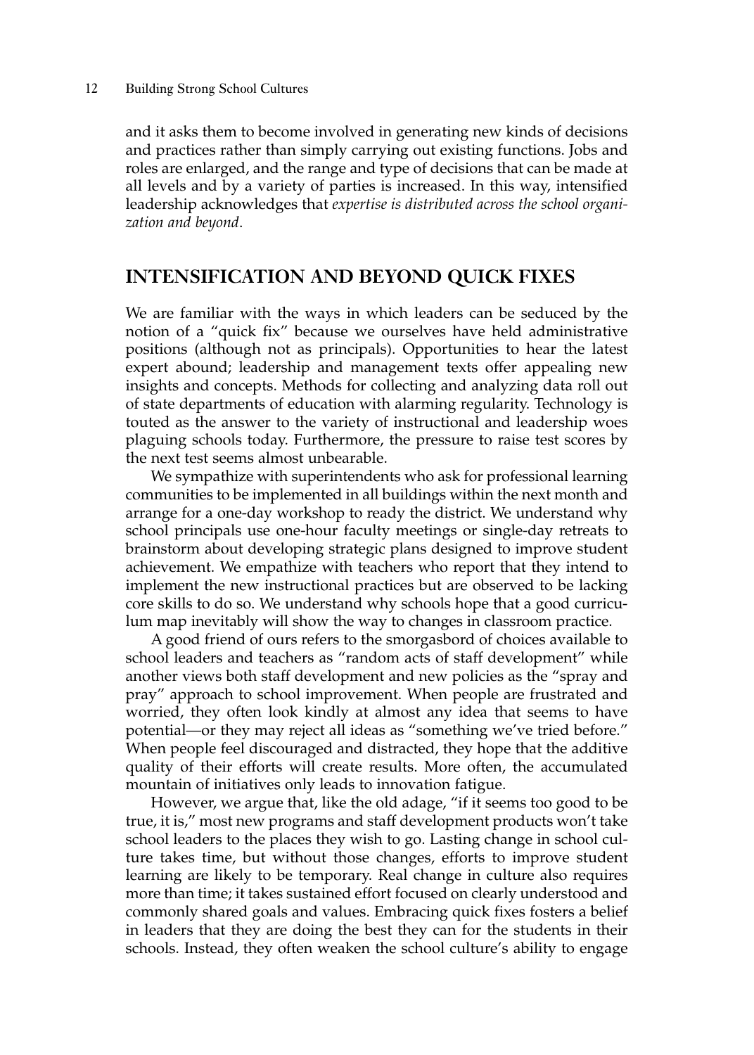and it asks them to become involved in generating new kinds of decisions and practices rather than simply carrying out existing functions. Jobs and roles are enlarged, and the range and type of decisions that can be made at all levels and by a variety of parties is increased. In this way, intensified leadership acknowledges that *expertise is distributed across the school organization and beyond*.

## INTENSIFICATION AND BEYOND QUICK FIXES

We are familiar with the ways in which leaders can be seduced by the notion of a "quick fix" because we ourselves have held administrative positions (although not as principals). Opportunities to hear the latest expert abound; leadership and management texts offer appealing new insights and concepts. Methods for collecting and analyzing data roll out of state departments of education with alarming regularity. Technology is touted as the answer to the variety of instructional and leadership woes plaguing schools today. Furthermore, the pressure to raise test scores by the next test seems almost unbearable.

We sympathize with superintendents who ask for professional learning communities to be implemented in all buildings within the next month and arrange for a one-day workshop to ready the district. We understand why school principals use one-hour faculty meetings or single-day retreats to brainstorm about developing strategic plans designed to improve student achievement. We empathize with teachers who report that they intend to implement the new instructional practices but are observed to be lacking core skills to do so. We understand why schools hope that a good curriculum map inevitably will show the way to changes in classroom practice.

A good friend of ours refers to the smorgasbord of choices available to school leaders and teachers as "random acts of staff development" while another views both staff development and new policies as the "spray and pray" approach to school improvement. When people are frustrated and worried, they often look kindly at almost any idea that seems to have potential—or they may reject all ideas as "something we've tried before." When people feel discouraged and distracted, they hope that the additive quality of their efforts will create results. More often, the accumulated mountain of initiatives only leads to innovation fatigue.

However, we argue that, like the old adage, "if it seems too good to be true, it is," most new programs and staff development products won't take school leaders to the places they wish to go. Lasting change in school culture takes time, but without those changes, efforts to improve student learning are likely to be temporary. Real change in culture also requires more than time; it takes sustained effort focused on clearly understood and commonly shared goals and values. Embracing quick fixes fosters a belief in leaders that they are doing the best they can for the students in their schools. Instead, they often weaken the school culture's ability to engage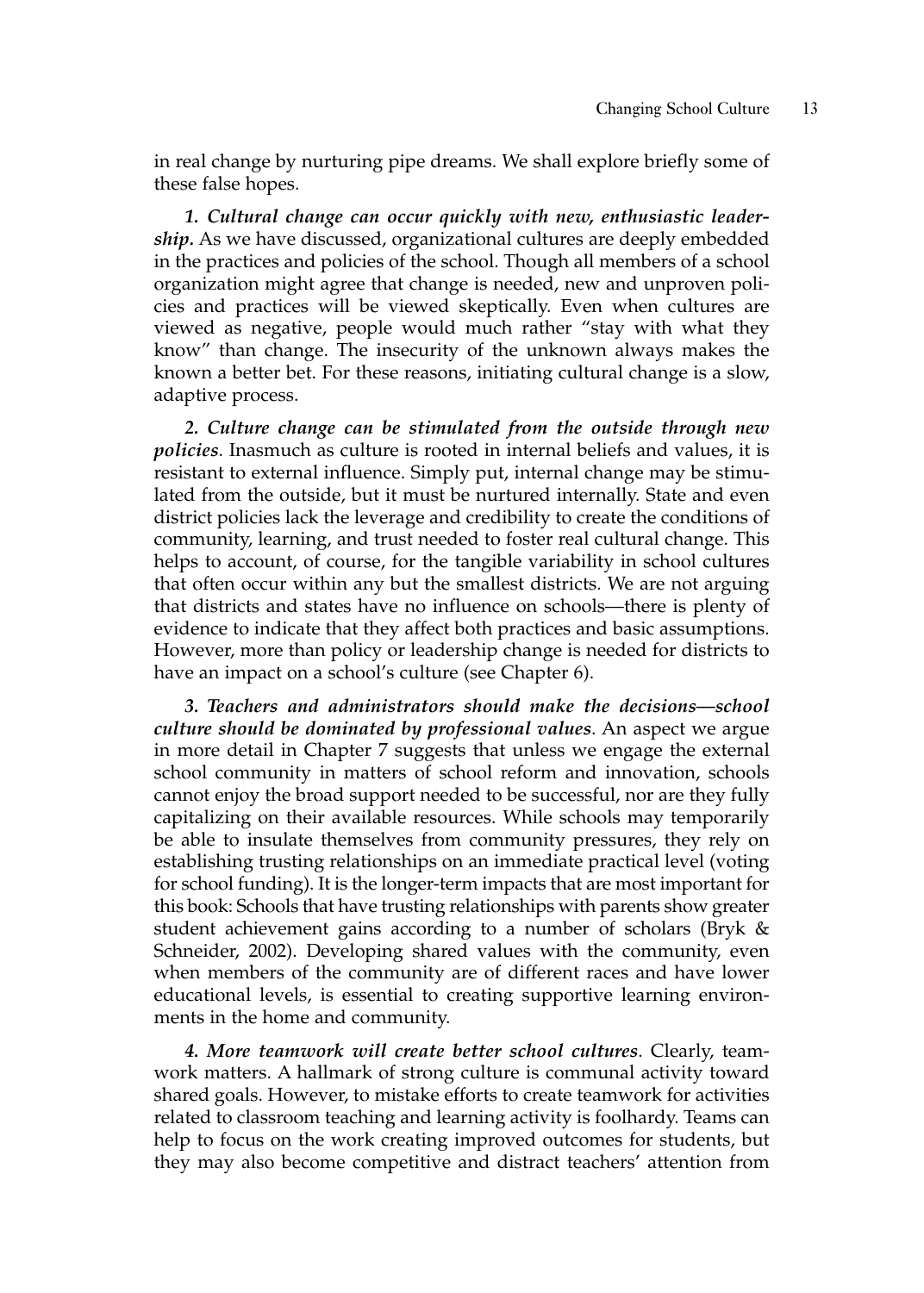in real change by nurturing pipe dreams. We shall explore briefly some of these false hopes.

***1. Cultural change can occur quickly with new, enthusiastic leadership.*** As we have discussed, organizational cultures are deeply embedded in the practices and policies of the school. Though all members of a school organization might agree that change is needed, new and unproven policies and practices will be viewed skeptically. Even when cultures are viewed as negative, people would much rather "stay with what they know" than change. The insecurity of the unknown always makes the known a better bet. For these reasons, initiating cultural change is a slow, adaptive process.

***2. Culture change can be stimulated from the outside through new policies***. Inasmuch as culture is rooted in internal beliefs and values, it is resistant to external influence. Simply put, internal change may be stimulated from the outside, but it must be nurtured internally. State and even district policies lack the leverage and credibility to create the conditions of community, learning, and trust needed to foster real cultural change. This helps to account, of course, for the tangible variability in school cultures that often occur within any but the smallest districts. We are not arguing that districts and states have no influence on schools—there is plenty of evidence to indicate that they affect both practices and basic assumptions. However, more than policy or leadership change is needed for districts to have an impact on a school's culture (see Chapter 6).

***3. Teachers and administrators should make the decisions—school culture should be dominated by professional values***. An aspect we argue in more detail in Chapter 7 suggests that unless we engage the external school community in matters of school reform and innovation, schools cannot enjoy the broad support needed to be successful, nor are they fully capitalizing on their available resources. While schools may temporarily be able to insulate themselves from community pressures, they rely on establishing trusting relationships on an immediate practical level (voting for school funding). It is the longer-term impacts that are most important for this book: Schools that have trusting relationships with parents show greater student achievement gains according to a number of scholars (Bryk & Schneider, 2002). Developing shared values with the community, even when members of the community are of different races and have lower educational levels, is essential to creating supportive learning environments in the home and community.

***4. More teamwork will create better school cultures***. Clearly, teamwork matters. A hallmark of strong culture is communal activity toward shared goals. However, to mistake efforts to create teamwork for activities related to classroom teaching and learning activity is foolhardy. Teams can help to focus on the work creating improved outcomes for students, but they may also become competitive and distract teachers' attention from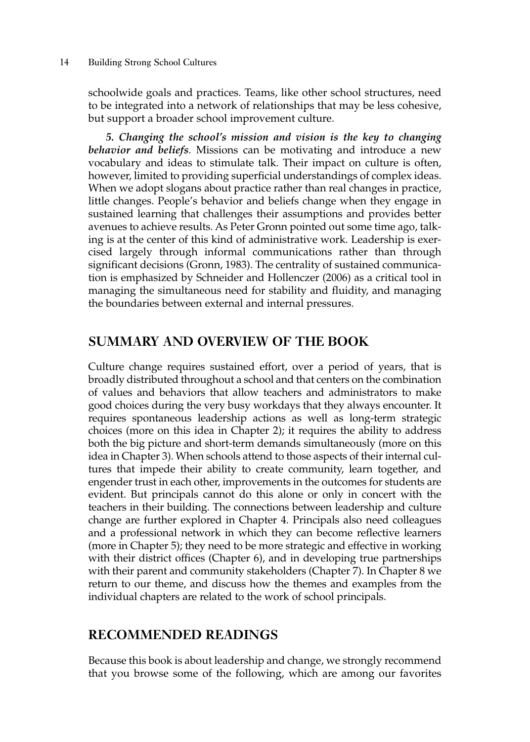schoolwide goals and practices. Teams, like other school structures, need to be integrated into a network of relationships that may be less cohesive, but support a broader school improvement culture.

***5. Changing the school's mission and vision is the key to changing behavior and beliefs***. Missions can be motivating and introduce a new vocabulary and ideas to stimulate talk. Their impact on culture is often, however, limited to providing superficial understandings of complex ideas. When we adopt slogans about practice rather than real changes in practice, little changes. People's behavior and beliefs change when they engage in sustained learning that challenges their assumptions and provides better avenues to achieve results. As Peter Gronn pointed out some time ago, talking is at the center of this kind of administrative work. Leadership is exercised largely through informal communications rather than through significant decisions (Gronn, 1983). The centrality of sustained communication is emphasized by Schneider and Hollenczer (2006) as a critical tool in managing the simultaneous need for stability and fluidity, and managing the boundaries between external and internal pressures.

## SUMMARY AND OVERVIEW OF THE BOOK

Culture change requires sustained effort, over a period of years, that is broadly distributed throughout a school and that centers on the combination of values and behaviors that allow teachers and administrators to make good choices during the very busy workdays that they always encounter. It requires spontaneous leadership actions as well as long-term strategic choices (more on this idea in Chapter 2); it requires the ability to address both the big picture and short-term demands simultaneously (more on this idea in Chapter 3). When schools attend to those aspects of their internal cultures that impede their ability to create community, learn together, and engender trust in each other, improvements in the outcomes for students are evident. But principals cannot do this alone or only in concert with the teachers in their building. The connections between leadership and culture change are further explored in Chapter 4. Principals also need colleagues and a professional network in which they can become reflective learners (more in Chapter 5); they need to be more strategic and effective in working with their district offices (Chapter 6), and in developing true partnerships with their parent and community stakeholders (Chapter 7). In Chapter 8 we return to our theme, and discuss how the themes and examples from the individual chapters are related to the work of school principals.

## RECOMMENDED READINGS

Because this book is about leadership and change, we strongly recommend that you browse some of the following, which are among our favorites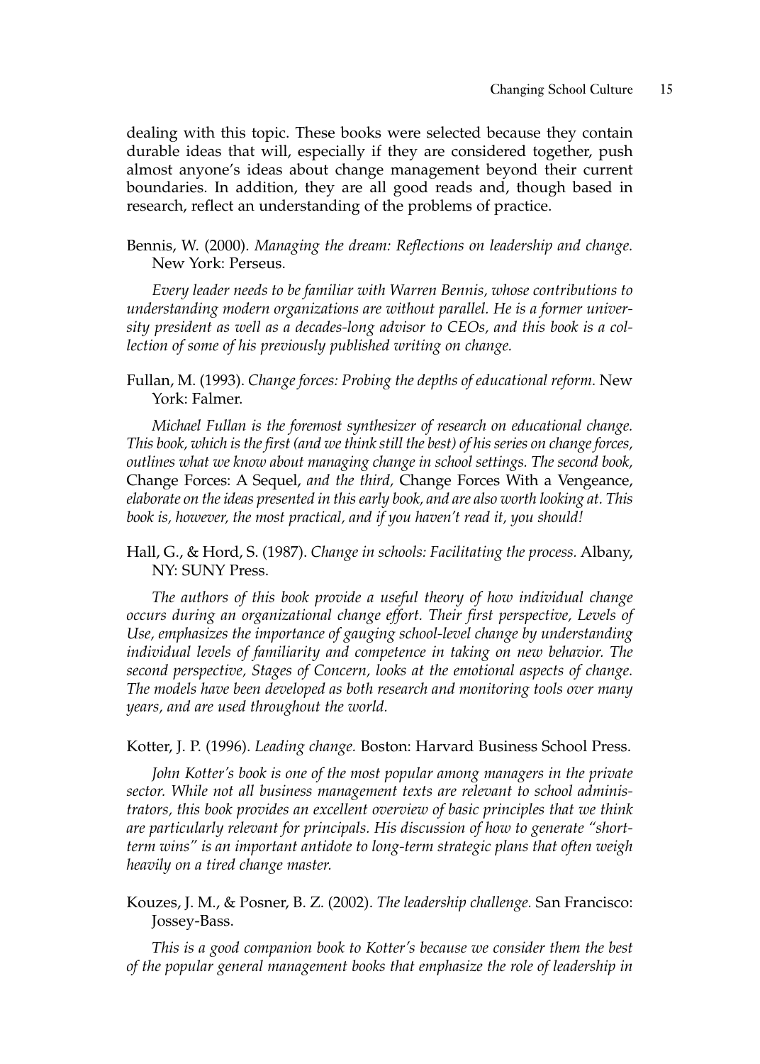dealing with this topic. These books were selected because they contain durable ideas that will, especially if they are considered together, push almost anyone's ideas about change management beyond their current boundaries. In addition, they are all good reads and, though based in research, reflect an understanding of the problems of practice.

Bennis, W. (2000). *Managing the dream: Reflections on leadership and change.* New York: Perseus.

*Every leader needs to be familiar with Warren Bennis, whose contributions to understanding modern organizations are without parallel. He is a former university president as well as a decades-long advisor to CEOs, and this book is a collection of some of his previously published writing on change.*

Fullan, M. (1993). *Change forces: Probing the depths of educational reform.* New York: Falmer.

*Michael Fullan is the foremost synthesizer of research on educational change. This book, which is the first (and we think still the best) of his series on change forces, outlines what we know about managing change in school settings. The second book,* Change Forces: A Sequel, *and the third,* Change Forces With a Vengeance, *elaborate on the ideas presented in this early book, and are also worth looking at. This book is, however, the most practical, and if you haven't read it, you should!*

Hall, G., & Hord, S. (1987). *Change in schools: Facilitating the process.* Albany, NY: SUNY Press.

*The authors of this book provide a useful theory of how individual change occurs during an organizational change effort. Their first perspective, Levels of Use, emphasizes the importance of gauging school-level change by understanding individual levels of familiarity and competence in taking on new behavior. The second perspective, Stages of Concern, looks at the emotional aspects of change. The models have been developed as both research and monitoring tools over many years, and are used throughout the world.*

Kotter, J. P. (1996). *Leading change.* Boston: Harvard Business School Press.

*John Kotter's book is one of the most popular among managers in the private sector. While not all business management texts are relevant to school administrators, this book provides an excellent overview of basic principles that we think are particularly relevant for principals. His discussion of how to generate "short-term wins" is an important antidote to long-term strategic plans that often weigh heavily on a tired change master.*

Kouzes, J. M., & Posner, B. Z. (2002). *The leadership challenge.* San Francisco: Jossey-Bass.

*This is a good companion book to Kotter's because we consider them the best of the popular general management books that emphasize the role of leadership in*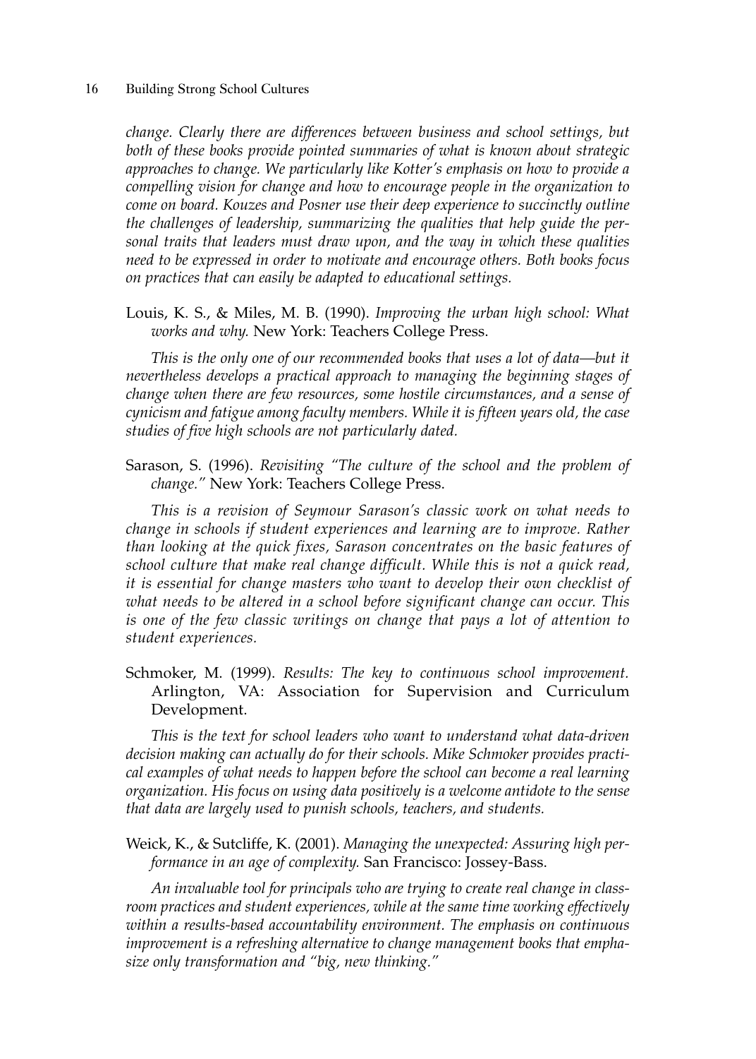*change. Clearly there are differences between business and school settings, but both of these books provide pointed summaries of what is known about strategic approaches to change. We particularly like Kotter's emphasis on how to provide a compelling vision for change and how to encourage people in the organization to come on board. Kouzes and Posner use their deep experience to succinctly outline the challenges of leadership, summarizing the qualities that help guide the personal traits that leaders must draw upon, and the way in which these qualities need to be expressed in order to motivate and encourage others. Both books focus on practices that can easily be adapted to educational settings.*

Louis, K. S., & Miles, M. B. (1990). *Improving the urban high school: What works and why.* New York: Teachers College Press.

*This is the only one of our recommended books that uses a lot of data—but it nevertheless develops a practical approach to managing the beginning stages of change when there are few resources, some hostile circumstances, and a sense of cynicism and fatigue among faculty members. While it is fifteen years old, the case studies of five high schools are not particularly dated.*

Sarason, S. (1996). *Revisiting "The culture of the school and the problem of change."* New York: Teachers College Press.

*This is a revision of Seymour Sarason's classic work on what needs to change in schools if student experiences and learning are to improve. Rather than looking at the quick fixes, Sarason concentrates on the basic features of school culture that make real change difficult. While this is not a quick read, it is essential for change masters who want to develop their own checklist of what needs to be altered in a school before significant change can occur. This is one of the few classic writings on change that pays a lot of attention to student experiences.*

Schmoker, M. (1999). *Results: The key to continuous school improvement.* Arlington, VA: Association for Supervision and Curriculum Development.

*This is the text for school leaders who want to understand what data-driven decision making can actually do for their schools. Mike Schmoker provides practical examples of what needs to happen before the school can become a real learning organization. His focus on using data positively is a welcome antidote to the sense that data are largely used to punish schools, teachers, and students.*

Weick, K., & Sutcliffe, K. (2001). *Managing the unexpected: Assuring high performance in an age of complexity.* San Francisco: Jossey-Bass.

*An invaluable tool for principals who are trying to create real change in classroom practices and student experiences, while at the same time working effectively within a results-based accountability environment. The emphasis on continuous improvement is a refreshing alternative to change management books that emphasize only transformation and "big, new thinking."*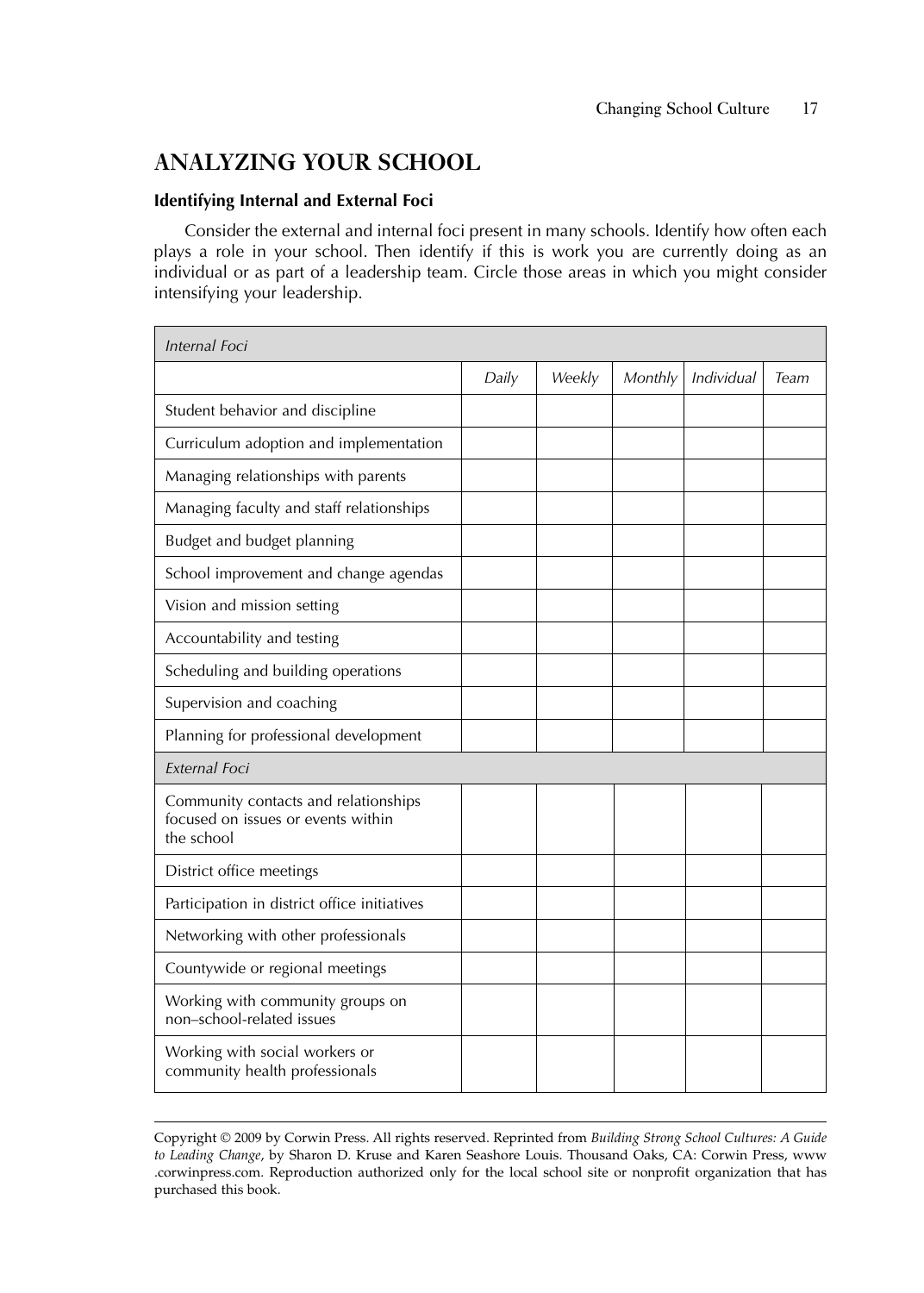## ANALYZING YOUR SCHOOL

### Identifying Internal and External Foci

Consider the external and internal foci present in many schools. Identify how often each plays a role in your school. Then identify if this is work you are currently doing as an individual or as part of a leadership team. Circle those areas in which you might consider intensifying your leadership.

| *Internal Foci* | | | | | |
|---|---|---|---|---|---|
| | *Daily* | *Weekly* | *Monthly* | *Individual* | *Team* |
| Student behavior and discipline | | | | | |
| Curriculum adoption and implementation | | | | | |
| Managing relationships with parents | | | | | |
| Managing faculty and staff relationships | | | | | |
| Budget and budget planning | | | | | |
| School improvement and change agendas | | | | | |
| Vision and mission setting | | | | | |
| Accountability and testing | | | | | |
| Scheduling and building operations | | | | | |
| Supervision and coaching | | | | | |
| Planning for professional development | | | | | |
| *External Foci* | | | | | |
| Community contacts and relationships focused on issues or events within the school | | | | | |
| District office meetings | | | | | |
| Participation in district office initiatives | | | | | |
| Networking with other professionals | | | | | |
| Countywide or regional meetings | | | | | |
| Working with community groups on non–school-related issues | | | | | |
| Working with social workers or community health professionals | | | | | |

Copyright © 2009 by Corwin Press. All rights reserved. Reprinted from *Building Strong School Cultures: A Guide to Leading Change*, by Sharon D. Kruse and Karen Seashore Louis. Thousand Oaks, CA: Corwin Press, www.corwinpress.com. Reproduction authorized only for the local school site or nonprofit organization that has purchased this book.